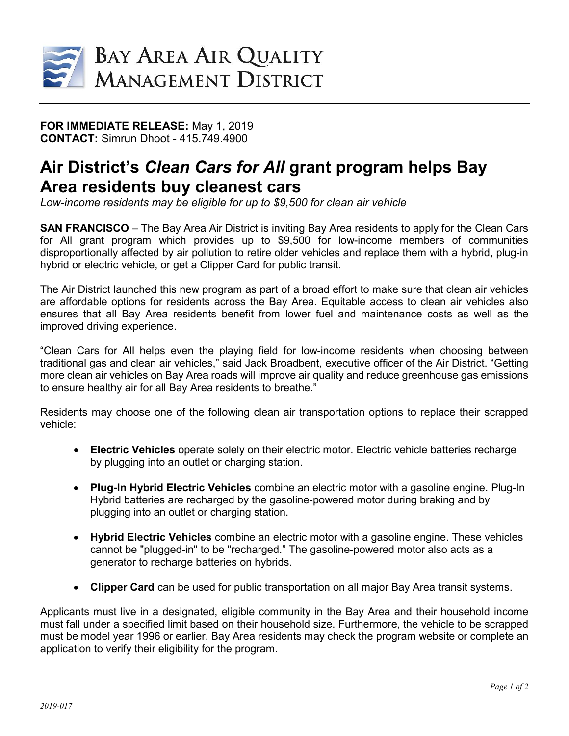BAY AREA AIR QUALITY MANAGEMENT DISTRICT

**FOR IMMEDIATE RELEASE:** May 1, 2019
**CONTACT:** Simrun Dhoot - 415.749.4900

# Air District's *Clean Cars for All* grant program helps Bay Area residents buy cleanest cars

*Low-income residents may be eligible for up to $9,500 for clean air vehicle*

**SAN FRANCISCO** – The Bay Area Air District is inviting Bay Area residents to apply for the Clean Cars for All grant program which provides up to $9,500 for low-income members of communities disproportionally affected by air pollution to retire older vehicles and replace them with a hybrid, plug-in hybrid or electric vehicle, or get a Clipper Card for public transit.

The Air District launched this new program as part of a broad effort to make sure that clean air vehicles are affordable options for residents across the Bay Area. Equitable access to clean air vehicles also ensures that all Bay Area residents benefit from lower fuel and maintenance costs as well as the improved driving experience.

"Clean Cars for All helps even the playing field for low-income residents when choosing between traditional gas and clean air vehicles," said Jack Broadbent, executive officer of the Air District. "Getting more clean air vehicles on Bay Area roads will improve air quality and reduce greenhouse gas emissions to ensure healthy air for all Bay Area residents to breathe."

Residents may choose one of the following clean air transportation options to replace their scrapped vehicle:

- **Electric Vehicles** operate solely on their electric motor. Electric vehicle batteries recharge by plugging into an outlet or charging station.
- **Plug-In Hybrid Electric Vehicles** combine an electric motor with a gasoline engine. Plug-In Hybrid batteries are recharged by the gasoline-powered motor during braking and by plugging into an outlet or charging station.
- **Hybrid Electric Vehicles** combine an electric motor with a gasoline engine. These vehicles cannot be "plugged-in" to be "recharged." The gasoline-powered motor also acts as a generator to recharge batteries on hybrids.
- **Clipper Card** can be used for public transportation on all major Bay Area transit systems.

Applicants must live in a designated, eligible community in the Bay Area and their household income must fall under a specified limit based on their household size. Furthermore, the vehicle to be scrapped must be model year 1996 or earlier. Bay Area residents may check the program website or complete an application to verify their eligibility for the program.

2019-017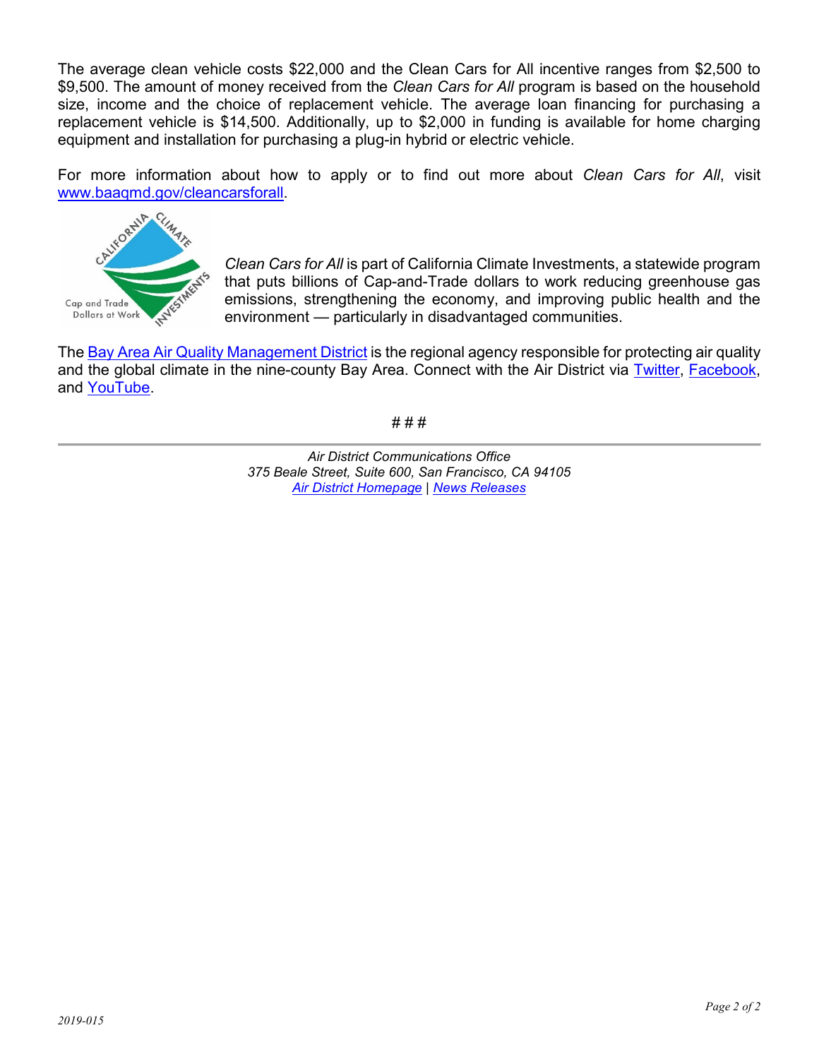The average clean vehicle costs $22,000 and the Clean Cars for All incentive ranges from $2,500 to $9,500. The amount of money received from the *Clean Cars for All* program is based on the household size, income and the choice of replacement vehicle. The average loan financing for purchasing a replacement vehicle is $14,500. Additionally, up to $2,000 in funding is available for home charging equipment and installation for purchasing a plug-in hybrid or electric vehicle.

For more information about how to apply or to find out more about *Clean Cars for All*, visit [www.baaqmd.gov/cleancarsforall](www.baaqmd.gov/cleancarsforall).

*Clean Cars for All* is part of California Climate Investments, a statewide program that puts billions of Cap-and-Trade dollars to work reducing greenhouse gas emissions, strengthening the economy, and improving public health and the environment — particularly in disadvantaged communities.

The Bay Area Air Quality Management District is the regional agency responsible for protecting air quality and the global climate in the nine-county Bay Area. Connect with the Air District via Twitter, Facebook, and YouTube.

# # #

*Air District Communications Office*
*375 Beale Street, Suite 600, San Francisco, CA 94105*
*Air District Homepage* | *News Releases*

*2019-015*